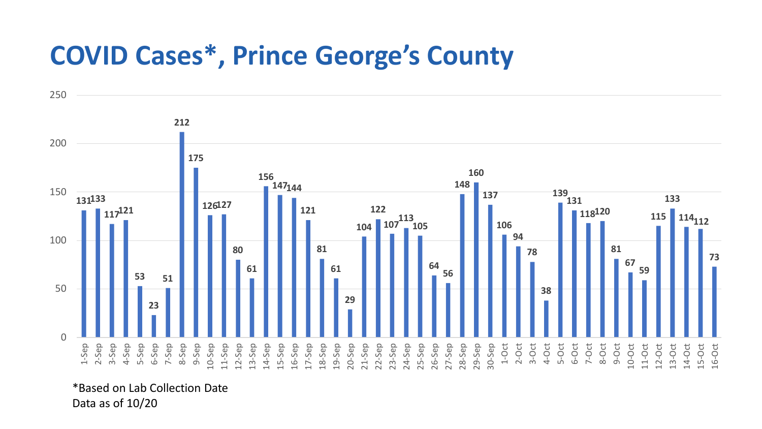# COVID Cases*, Prince George's County

| Date | Cases |
|---|---|
| 1-Sep | 131 |
| 2-Sep | 133 |
| 3-Sep | 117 |
| 4-Sep | 121 |
| 5-Sep | 53 |
| 6-Sep | 23 |
| 7-Sep | 51 |
| 8-Sep | 212 |
| 9-Sep | 175 |
| 10-Sep | 126 |
| 11-Sep | 127 |
| 12-Sep | 80 |
| 13-Sep | 61 |
| 14-Sep | 156 |
| 15-Sep | 147 |
| 16-Sep | 144 |
| 17-Sep | 121 |
| 18-Sep | 81 |
| 19-Sep | 61 |
| 20-Sep | 29 |
| 21-Sep | 104 |
| 22-Sep | 122 |
| 23-Sep | 107 |
| 24-Sep | 113 |
| 25-Sep | 105 |
| 26-Sep | 64 |
| 27-Sep | 56 |
| 28-Sep | 148 |
| 29-Sep | 160 |
| 30-Sep | 137 |
| 1-Oct | 106 |
| 2-Oct | 94 |
| 3-Oct | 78 |
| 4-Oct | 38 |
| 5-Oct | 139 |
| 6-Oct | 131 |
| 7-Oct | 118 |
| 8-Oct | 120 |
| 9-Oct | 81 |
| 10-Oct | 67 |
| 11-Oct | 59 |
| 12-Oct | 115 |
| 13-Oct | 133 |
| 14-Oct | 114 |
| 15-Oct | 112 |
| 16-Oct | 73 |

*Based on Lab Collection Date
Data as of 10/20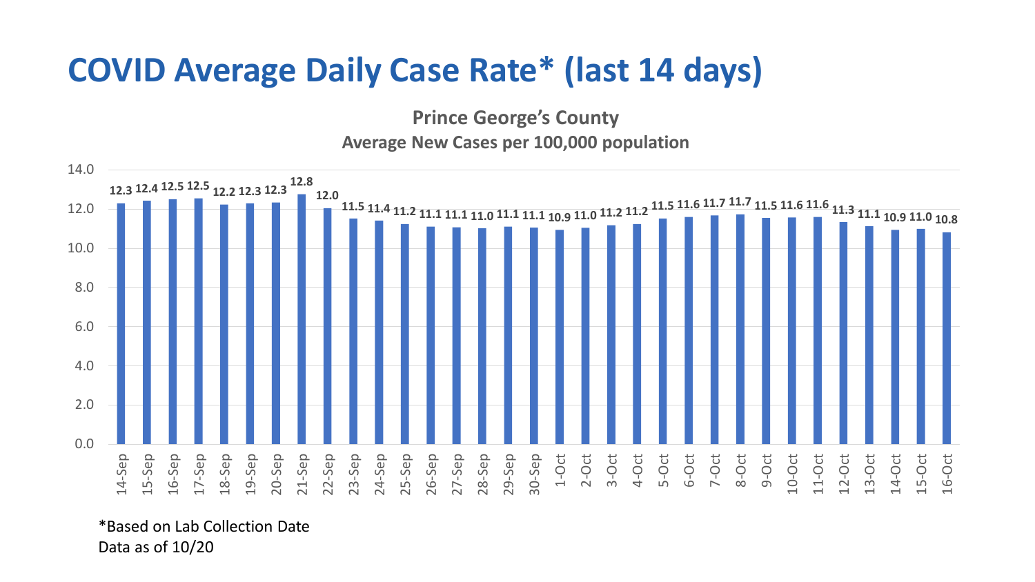# COVID Average Daily Case Rate* (last 14 days)

**Prince George's County**

**Average New Cases per 100,000 population**

| Date | Rate |
|---|---|
| 14-Sep | 12.3 |
| 15-Sep | 12.4 |
| 16-Sep | 12.5 |
| 17-Sep | 12.5 |
| 18-Sep | 12.2 |
| 19-Sep | 12.3 |
| 20-Sep | 12.3 |
| 21-Sep | 12.8 |
| 22-Sep | 12.0 |
| 23-Sep | 11.5 |
| 24-Sep | 11.4 |
| 25-Sep | 11.2 |
| 26-Sep | 11.1 |
| 27-Sep | 11.1 |
| 28-Sep | 11.0 |
| 29-Sep | 11.1 |
| 30-Sep | 11.1 |
| 1-Oct | 10.9 |
| 2-Oct | 11.0 |
| 3-Oct | 11.2 |
| 4-Oct | 11.2 |
| 5-Oct | 11.5 |
| 6-Oct | 11.6 |
| 7-Oct | 11.7 |
| 8-Oct | 11.7 |
| 9-Oct | 11.5 |
| 10-Oct | 11.6 |
| 11-Oct | 11.6 |
| 12-Oct | 11.3 |
| 13-Oct | 11.1 |
| 14-Oct | 10.9 |
| 15-Oct | 11.0 |
| 16-Oct | 10.8 |

*Based on Lab Collection Date
Data as of 10/20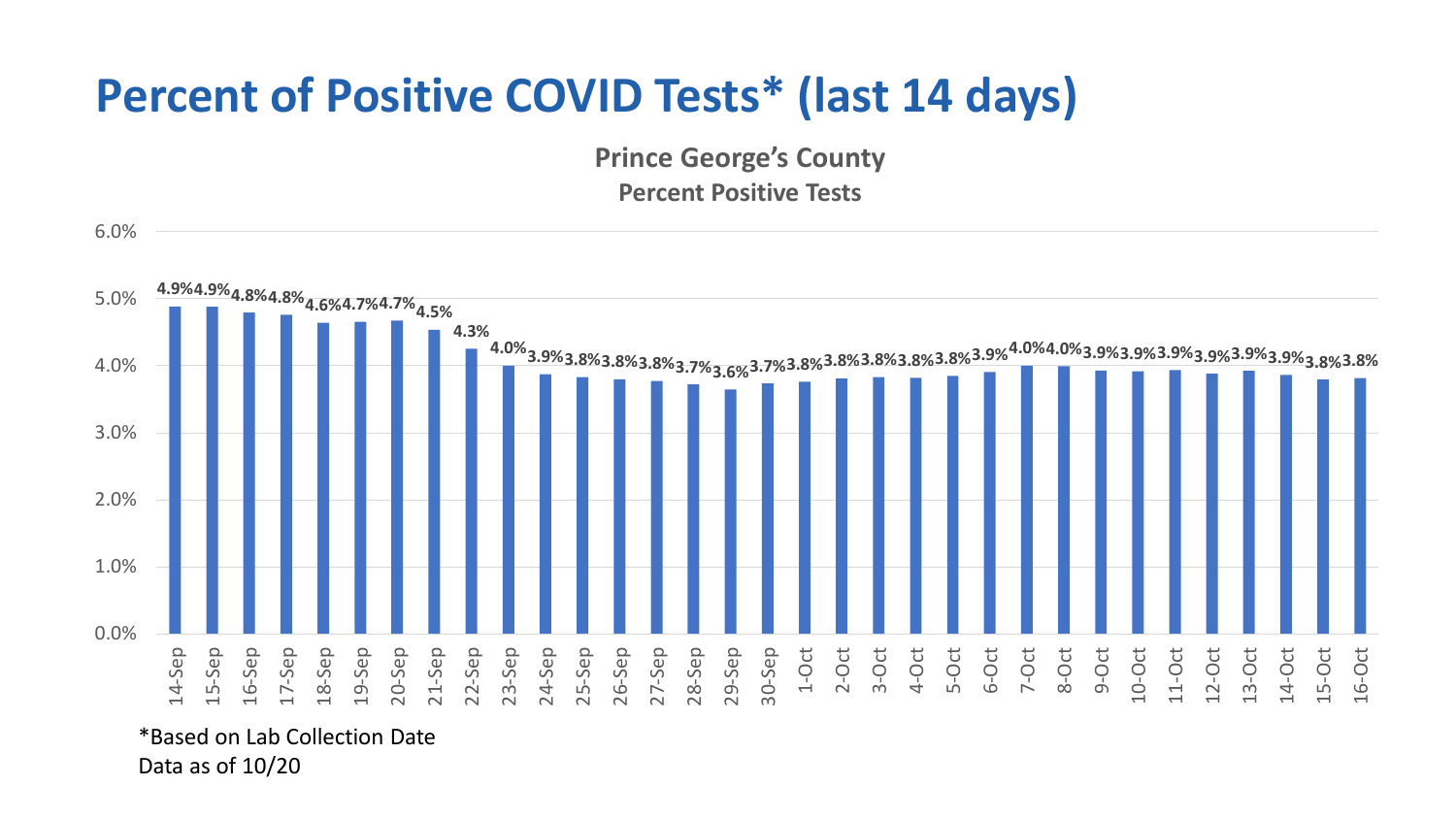# Percent of Positive COVID Tests* (last 14 days)

Prince George's County
Percent Positive Tests

6.0%
5.0%
4.0%
3.0%
2.0%
1.0%
0.0%

4.9% 4.9% 4.8% 4.8% 4.6% 4.7% 4.7% 4.5% 4.3% 4.0% 3.9% 3.8% 3.8% 3.8% 3.7% 3.6% 3.7% 3.8% 3.8% 3.8% 3.8% 3.8% 3.9% 4.0% 4.0% 3.9% 3.9% 3.9% 3.9% 3.9% 3.9% 3.8% 3.8%

14-Sep 15-Sep 16-Sep 17-Sep 18-Sep 19-Sep 20-Sep 21-Sep 22-Sep 23-Sep 24-Sep 25-Sep 26-Sep 27-Sep 28-Sep 29-Sep 30-Sep 1-Oct 2-Oct 3-Oct 4-Oct 5-Oct 6-Oct 7-Oct 8-Oct 9-Oct 10-Oct 11-Oct 12-Oct 13-Oct 14-Oct 15-Oct 16-Oct

*Based on Lab Collection Date
Data as of 10/20